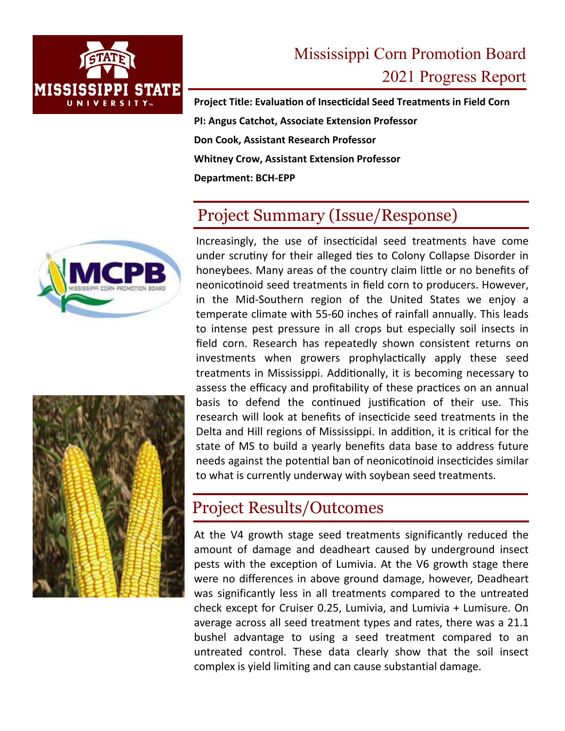# Mississippi Corn Promotion Board

## 2021 Progress Report

**Project Title: Evaluation of Insecticidal Seed Treatments in Field Corn**

**PI: Angus Catchot, Associate Extension Professor**

**Don Cook, Assistant Research Professor**

**Whitney Crow, Assistant Extension Professor**

**Department: BCH-EPP**

## Project Summary (Issue/Response)

Increasingly, the use of insecticidal seed treatments have come under scrutiny for their alleged ties to Colony Collapse Disorder in honeybees. Many areas of the country claim little or no benefits of neonicotinoid seed treatments in field corn to producers. However, in the Mid-Southern region of the United States we enjoy a temperate climate with 55-60 inches of rainfall annually. This leads to intense pest pressure in all crops but especially soil insects in field corn. Research has repeatedly shown consistent returns on investments when growers prophylactically apply these seed treatments in Mississippi. Additionally, it is becoming necessary to assess the efficacy and profitability of these practices on an annual basis to defend the continued justification of their use. This research will look at benefits of insecticide seed treatments in the Delta and Hill regions of Mississippi. In addition, it is critical for the state of MS to build a yearly benefits data base to address future needs against the potential ban of neonicotinoid insecticides similar to what is currently underway with soybean seed treatments.

## Project Results/Outcomes

At the V4 growth stage seed treatments significantly reduced the amount of damage and deadheart caused by underground insect pests with the exception of Lumivia. At the V6 growth stage there were no differences in above ground damage, however, Deadheart was significantly less in all treatments compared to the untreated check except for Cruiser 0.25, Lumivia, and Lumivia + Lumisure. On average across all seed treatment types and rates, there was a 21.1 bushel advantage to using a seed treatment compared to an untreated control. These data clearly show that the soil insect complex is yield limiting and can cause substantial damage.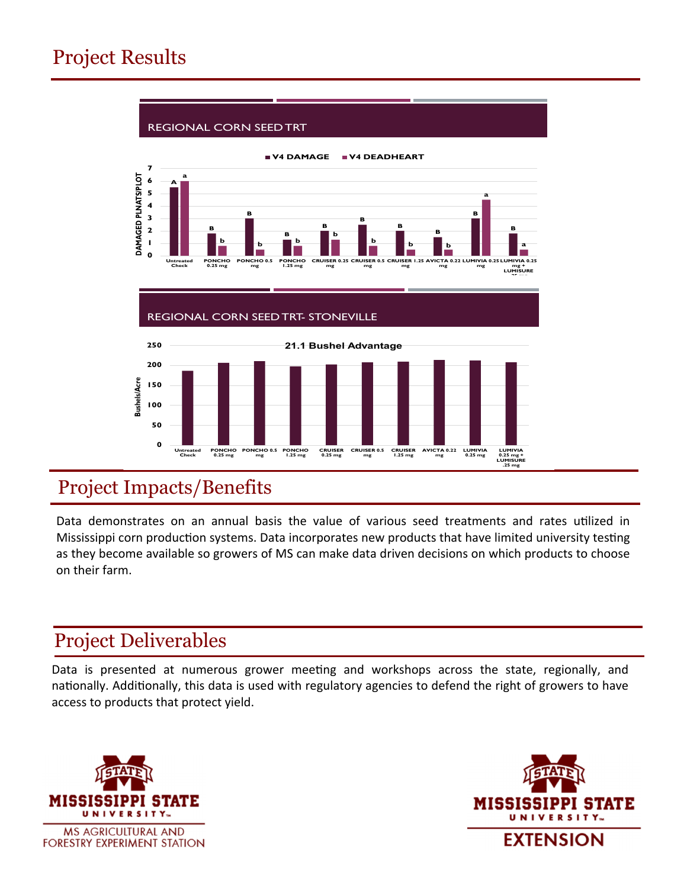# Project Results

REGIONAL CORN SEED TRT

V4 DAMAGE V4 DEADHEART

DAMAGED PLNATS/PLOT

7
6
5
4
3
2
1
0

A a
B b
B b
B b
B b
B b
B b
B b
B a
B a

Untreated Check
PONCHO 0.25 mg
PONCHO 0.5 mg
PONCHO 1.25 mg
CRUISER 0.25 mg
CRUISER 0.5 mg
CRUISER 1.25 mg
AVICTA 0.22 mg
LUMIVIA 0.25 mg
LUMIVIA 0.25 mg + LUMISURE .25 mg

REGIONAL CORN SEED TRT- STONEVILLE

21.1 Bushel Advantage

Bushels/Acre

250
200
150
100
50
0

Untreated Check
PONCHO 0.25 mg
PONCHO 0.5 mg
PONCHO 1.25 mg
CRUISER 0.25 mg
CRUISER 0.5 mg
CRUISER 1.25 mg
AVICTA 0.22 mg
LUMIVIA 0.25 mg
LUMIVIA 0.25 mg + LUMISURE .25 mg

# Project Impacts/Benefits

Data demonstrates on an annual basis the value of various seed treatments and rates utilized in Mississippi corn production systems. Data incorporates new products that have limited university testing as they become available so growers of MS can make data driven decisions on which products to choose on their farm.

# Project Deliverables

Data is presented at numerous grower meeting and workshops across the state, regionally, and nationally. Additionally, this data is used with regulatory agencies to defend the right of growers to have access to products that protect yield.

MISSISSIPPI STATE UNIVERSITY
MS AGRICULTURAL AND FORESTRY EXPERIMENT STATION

MISSISSIPPI STATE UNIVERSITY
EXTENSION